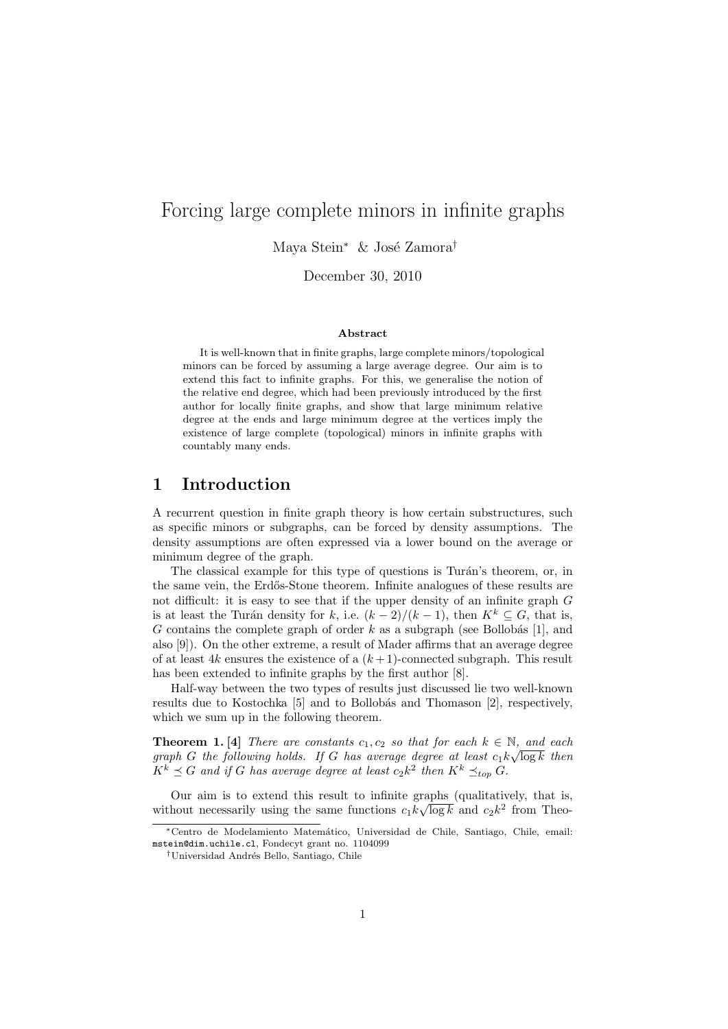# Forcing large complete minors in infinite graphs

Maya Stein* & José Zamora†

December 30, 2010

### Abstract

It is well-known that in finite graphs, large complete minors/topological minors can be forced by assuming a large average degree. Our aim is to extend this fact to infinite graphs. For this, we generalise the notion of the relative end degree, which had been previously introduced by the first author for locally finite graphs, and show that large minimum relative degree at the ends and large minimum degree at the vertices imply the existence of large complete (topological) minors in infinite graphs with countably many ends.

## 1 Introduction

A recurrent question in finite graph theory is how certain substructures, such as specific minors or subgraphs, can be forced by density assumptions. The density assumptions are often expressed via a lower bound on the average or minimum degree of the graph.

The classical example for this type of questions is Turán's theorem, or, in the same vein, the Erdős-Stone theorem. Infinite analogues of these results are not difficult: it is easy to see that if the upper density of an infinite graph $G$ is at least the Turán density for $k$, i.e. $(k-2)/(k-1)$, then $K^k \subseteq G$, that is, $G$ contains the complete graph of order $k$ as a subgraph (see Bollobás [1], and also [9]). On the other extreme, a result of Mader affirms that an average degree of at least $4k$ ensures the existence of a $(k+1)$-connected subgraph. This result has been extended to infinite graphs by the first author [8].

Half-way between the two types of results just discussed lie two well-known results due to Kostochka [5] and to Bollobás and Thomason [2], respectively, which we sum up in the following theorem.

**Theorem 1.** **[4]** *There are constants $c_1, c_2$ so that for each $k \in \mathbb{N}$, and each graph $G$ the following holds. If $G$ has average degree at least $c_1 k\sqrt{\log k}$ then $K^k \preceq G$ and if $G$ has average degree at least $c_2 k^2$ then $K^k \preceq_{top} G$.*

Our aim is to extend this result to infinite graphs (qualitatively, that is, without necessarily using the same functions $c_1 k\sqrt{\log k}$ and $c_2 k^2$ from Theo-

---

*Centro de Modelamiento Matemático, Universidad de Chile, Santiago, Chile, email: mstein@dim.uchile.cl, Fondecyt grant no. 1104099

†Universidad Andrés Bello, Santiago, Chile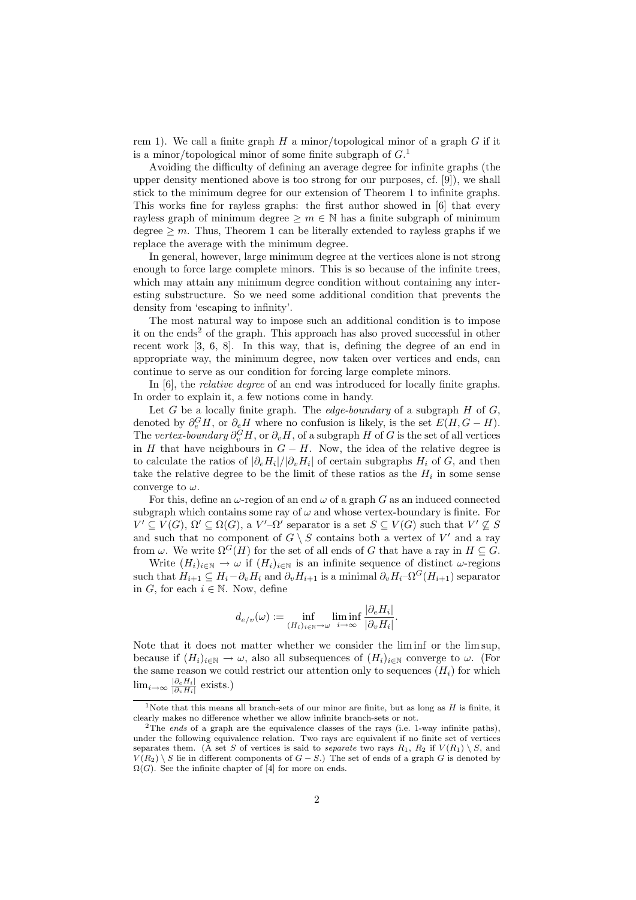rem 1). We call a finite graph $H$ a minor/topological minor of a graph $G$ if it is a minor/topological minor of some finite subgraph of $G$.[1]

Avoiding the difficulty of defining an average degree for infinite graphs (the upper density mentioned above is too strong for our purposes, cf. [9]), we shall stick to the minimum degree for our extension of Theorem 1 to infinite graphs. This works fine for rayless graphs: the first author showed in [6] that every rayless graph of minimum degree $\geq m \in \mathbb{N}$ has a finite subgraph of minimum degree $\geq m$. Thus, Theorem 1 can be literally extended to rayless graphs if we replace the average with the minimum degree.

In general, however, large minimum degree at the vertices alone is not strong enough to force large complete minors. This is so because of the infinite trees, which may attain any minimum degree condition without containing any interesting substructure. So we need some additional condition that prevents the density from 'escaping to infinity'.

The most natural way to impose such an additional condition is to impose it on the ends[2] of the graph. This approach has also proved successful in other recent work [3, 6, 8]. In this way, that is, defining the degree of an end in appropriate way, the minimum degree, now taken over vertices and ends, can continue to serve as our condition for forcing large complete minors.

In [6], the *relative degree* of an end was introduced for locally finite graphs. In order to explain it, a few notions come in handy.

Let $G$ be a locally finite graph. The *edge-boundary* of a subgraph $H$ of $G$, denoted by $\partial_e^G H$, or $\partial_e H$ where no confusion is likely, is the set $E(H, G-H)$. The *vertex-boundary* $\partial_v^G H$, or $\partial_v H$, of a subgraph $H$ of $G$ is the set of all vertices in $H$ that have neighbours in $G - H$. Now, the idea of the relative degree is to calculate the ratios of $|\partial_e H_i|/|\partial_v H_i|$ of certain subgraphs $H_i$ of $G$, and then take the relative degree to be the limit of these ratios as the $H_i$ in some sense converge to $\omega$.

For this, define an $\omega$-region of an end $\omega$ of a graph $G$ as an induced connected subgraph which contains some ray of $\omega$ and whose vertex-boundary is finite. For $V' \subseteq V(G)$, $\Omega' \subseteq \Omega(G)$, a $V'$–$\Omega'$ separator is a set $S \subseteq V(G)$ such that $V' \not\subseteq S$ and such that no component of $G \setminus S$ contains both a vertex of $V'$ and a ray from $\omega$. We write $\Omega^G(H)$ for the set of all ends of $G$ that have a ray in $H \subseteq G$.

Write $(H_i)_{i\in\mathbb{N}} \to \omega$ if $(H_i)_{i\in\mathbb{N}}$ is an infinite sequence of distinct $\omega$-regions such that $H_{i+1} \subseteq H_i - \partial_v H_i$ and $\partial_v H_{i+1}$ is a minimal $\partial_v H_i$–$\Omega^G(H_{i+1})$ separator in $G$, for each $i \in \mathbb{N}$. Now, define

$$d_{e/v}(\omega) := \inf_{(H_i)_{i\in\mathbb{N}}\to\omega} \liminf_{i\to\infty} \frac{|\partial_e H_i|}{|\partial_v H_i|}.$$

Note that it does not matter whether we consider the lim inf or the lim sup, because if $(H_i)_{i\in\mathbb{N}} \to \omega$, also all subsequences of $(H_i)_{i\in\mathbb{N}}$ converge to $\omega$. (For the same reason we could restrict our attention only to sequences $(H_i)$ for which $\lim_{i\to\infty} \frac{|\partial_e H_i|}{|\partial_v H_i|}$ exists.)

---

[1] Note that this means all branch-sets of our minor are finite, but as long as $H$ is finite, it clearly makes no difference whether we allow infinite branch-sets or not.

[2] The *ends* of a graph are the equivalence classes of the rays (i.e. 1-way infinite paths), under the following equivalence relation. Two rays are equivalent if no finite set of vertices separates them. (A set $S$ of vertices is said to *separate* two rays $R_1$, $R_2$ if $V(R_1) \setminus S$, and $V(R_2) \setminus S$ lie in different components of $G - S$.) The set of ends of a graph $G$ is denoted by $\Omega(G)$. See the infinite chapter of [4] for more on ends.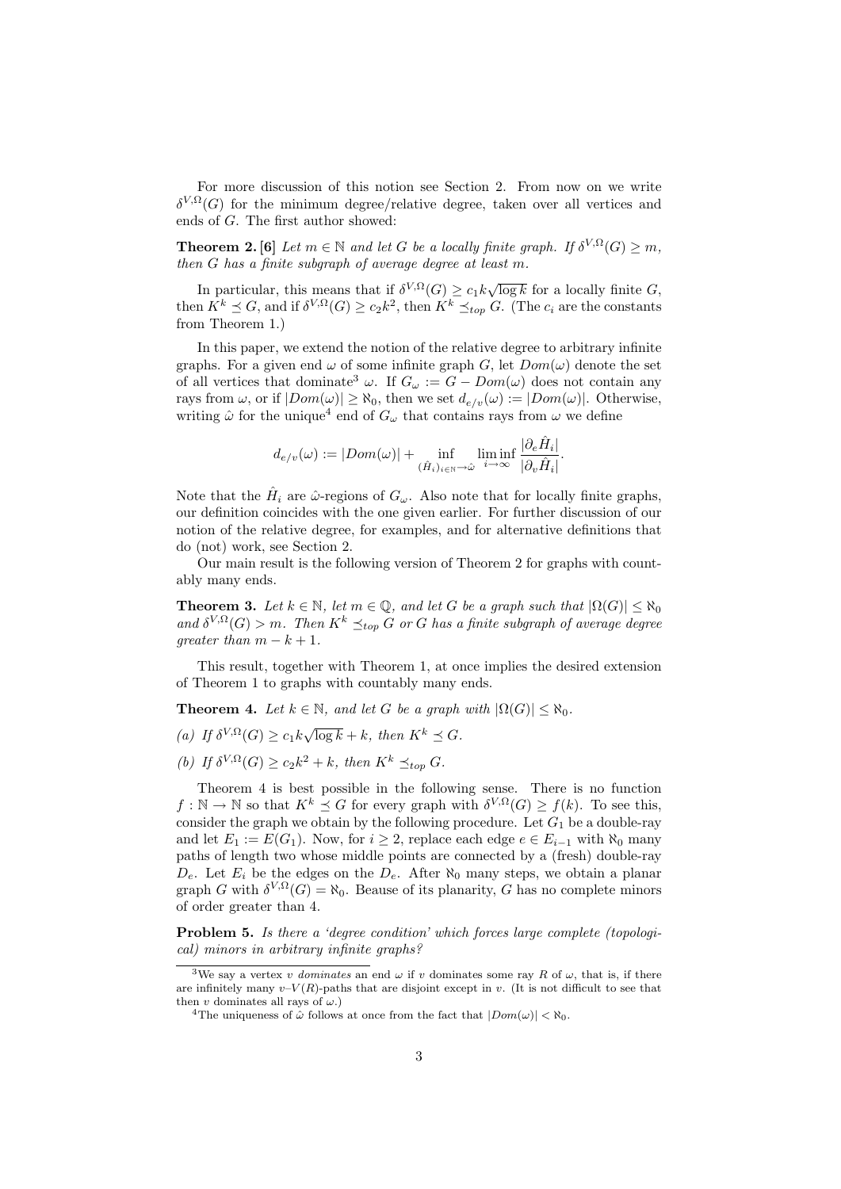For more discussion of this notion see Section 2. From now on we write $\delta^{V,\Omega}(G)$ for the minimum degree/relative degree, taken over all vertices and ends of $G$. The first author showed:

**Theorem 2.** **[6]** *Let $m \in \mathbb{N}$ and let $G$ be a locally finite graph. If $\delta^{V,\Omega}(G) \geq m$, then $G$ has a finite subgraph of average degree at least $m$.*

In particular, this means that if $\delta^{V,\Omega}(G) \geq c_1 k\sqrt{\log k}$ for a locally finite $G$, then $K^k \preceq G$, and if $\delta^{V,\Omega}(G) \geq c_2 k^2$, then $K^k \preceq_{top} G$. (The $c_i$ are the constants from Theorem 1.)

In this paper, we extend the notion of the relative degree to arbitrary infinite graphs. For a given end $\omega$ of some infinite graph $G$, let $Dom(\omega)$ denote the set of all vertices that dominate[3] $\omega$. If $G_\omega := G - Dom(\omega)$ does not contain any rays from $\omega$, or if $|Dom(\omega)| \geq \aleph_0$, then we set $d_{e/v}(\omega) := |Dom(\omega)|$. Otherwise, writing $\hat{\omega}$ for the unique[4] end of $G_\omega$ that contains rays from $\omega$ we define

$$d_{e/v}(\omega) := |Dom(\omega)| + \inf_{(\hat{H}_i)_{i \in \mathbb{N}} \to \hat{\omega}} \liminf_{i \to \infty} \frac{|\partial_e \hat{H}_i|}{|\partial_v \hat{H}_i|}.$$

Note that the $\hat{H}_i$ are $\hat{\omega}$-regions of $G_\omega$. Also note that for locally finite graphs, our definition coincides with the one given earlier. For further discussion of our notion of the relative degree, for examples, and for alternative definitions that do (not) work, see Section 2.

Our main result is the following version of Theorem 2 for graphs with countably many ends.

**Theorem 3.** *Let $k \in \mathbb{N}$, let $m \in \mathbb{Q}$, and let $G$ be a graph such that $|\Omega(G)| \leq \aleph_0$ and $\delta^{V,\Omega}(G) > m$. Then $K^k \preceq_{top} G$ or $G$ has a finite subgraph of average degree greater than $m - k + 1$.*

This result, together with Theorem 1, at once implies the desired extension of Theorem 1 to graphs with countably many ends.

**Theorem 4.** *Let $k \in \mathbb{N}$, and let $G$ be a graph with $|\Omega(G)| \leq \aleph_0$.*

*(a) If $\delta^{V,\Omega}(G) \geq c_1 k\sqrt{\log k} + k$, then $K^k \preceq G$.*

*(b) If $\delta^{V,\Omega}(G) \geq c_2 k^2 + k$, then $K^k \preceq_{top} G$.*

Theorem 4 is best possible in the following sense. There is no function $f : \mathbb{N} \to \mathbb{N}$ so that $K^k \preceq G$ for every graph with $\delta^{V,\Omega}(G) \geq f(k)$. To see this, consider the graph we obtain by the following procedure. Let $G_1$ be a double-ray and let $E_1 := E(G_1)$. Now, for $i \geq 2$, replace each edge $e \in E_{i-1}$ with $\aleph_0$ many paths of length two whose middle points are connected by a (fresh) double-ray $D_e$. Let $E_i$ be the edges on the $D_e$. After $\aleph_0$ many steps, we obtain a planar graph $G$ with $\delta^{V,\Omega}(G) = \aleph_0$. Beause of its planarity, $G$ has no complete minors of order greater than 4.

**Problem 5.** *Is there a 'degree condition' which forces large complete (topological) minors in arbitrary infinite graphs?*

---

[3] We say a vertex $v$ *dominates* an end $\omega$ if $v$ dominates some ray $R$ of $\omega$, that is, if there are infinitely many $v$–$V(R)$-paths that are disjoint except in $v$. (It is not difficult to see that then $v$ dominates all rays of $\omega$.)

[4] The uniqueness of $\hat{\omega}$ follows at once from the fact that $|Dom(\omega)| < \aleph_0$.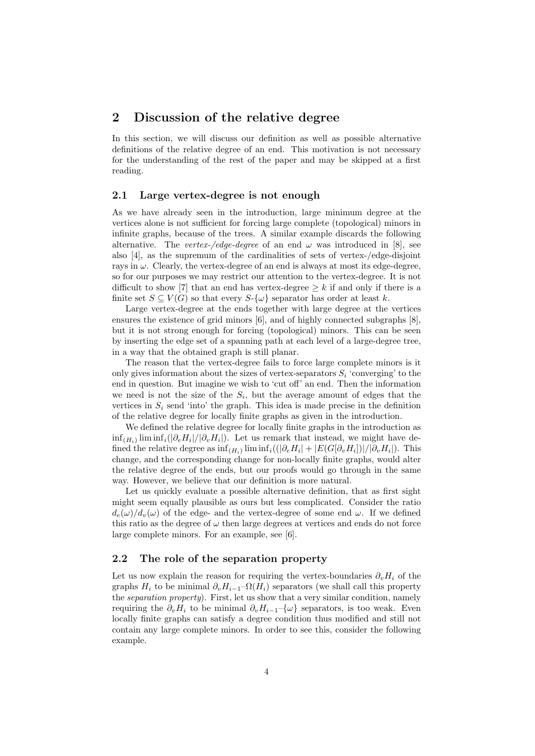## 2 Discussion of the relative degree

In this section, we will discuss our definition as well as possible alternative definitions of the relative degree of an end. This motivation is not necessary for the understanding of the rest of the paper and may be skipped at a first reading.

### 2.1 Large vertex-degree is not enough

As we have already seen in the introduction, large minimum degree at the vertices alone is not sufficient for forcing large complete (topological) minors in infinite graphs, because of the trees. A similar example discards the following alternative. The *vertex-/edge-degree* of an end $\omega$ was introduced in [8], see also [4], as the supremum of the cardinalities of sets of vertex-/edge-disjoint rays in $\omega$. Clearly, the vertex-degree of an end is always at most its edge-degree, so for our purposes we may restrict our attention to the vertex-degree. It is not difficult to show [7] that an end has vertex-degree $\geq k$ if and only if there is a finite set $S \subseteq V(G)$ so that every $S$-$\{\omega\}$ separator has order at least $k$.

Large vertex-degree at the ends together with large degree at the vertices ensures the existence of grid minors [6], and of highly connected subgraphs [8], but it is not strong enough for forcing (topological) minors. This can be seen by inserting the edge set of a spanning path at each level of a large-degree tree, in a way that the obtained graph is still planar.

The reason that the vertex-degree fails to force large complete minors is it only gives information about the sizes of vertex-separators $S_i$ 'converging' to the end in question. But imagine we wish to 'cut off' an end. Then the information we need is not the size of the $S_i$, but the average amount of edges that the vertices in $S_i$ send 'into' the graph. This idea is made precise in the definition of the relative degree for locally finite graphs as given in the introduction.

We defined the relative degree for locally finite graphs in the introduction as $\inf_{(H_i)} \liminf_i(|\partial_e H_i|/|\partial_v H_i|)$. Let us remark that instead, we might have defined the relative degree as $\inf_{(H_i)} \liminf_i((|\partial_e H_i| + |E(G[\partial_v H_i])|/|\partial_v H_i|)$. This change, and the corresponding change for non-locally finite graphs, would alter the relative degree of the ends, but our proofs would go through in the same way. However, we believe that our definition is more natural.

Let us quickly evaluate a possible alternative definition, that as first sight might seem equally plausible as ours but less complicated. Consider the ratio $d_e(\omega)/d_v(\omega)$ of the edge- and the vertex-degree of some end $\omega$. If we defined this ratio as the degree of $\omega$ then large degrees at vertices and ends do not force large complete minors. For an example, see [6].

### 2.2 The role of the separation property

Let us now explain the reason for requiring the vertex-boundaries $\partial_v H_i$ of the graphs $H_i$ to be minimal $\partial_v H_{i-1}$–$\Omega(H_i)$ separators (we shall call this property the *separation property*). First, let us show that a very similar condition, namely requiring the $\partial_v H_i$ to be minimal $\partial_v H_{i-1}$–$\{\omega\}$ separators, is too weak. Even locally finite graphs can satisfy a degree condition thus modified and still not contain any large complete minors. In order to see this, consider the following example.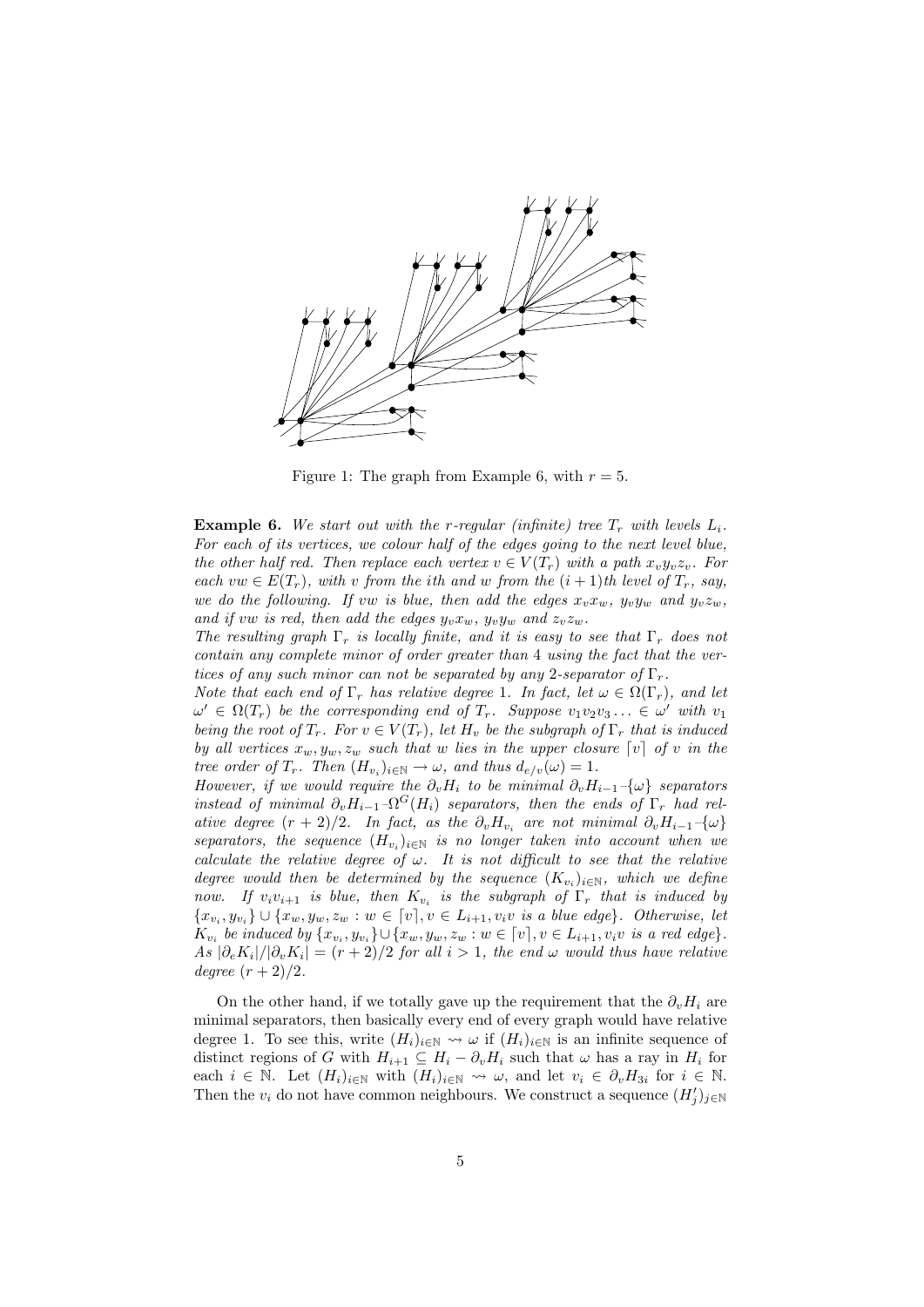Figure 1: The graph from Example 6, with $r = 5$.

**Example 6.** *We start out with the $r$-regular (infinite) tree $T_r$ with levels $L_i$. For each of its vertices, we colour half of the edges going to the next level blue, the other half red. Then replace each vertex $v \in V(T_r)$ with a path $x_v y_v z_v$. For each $vw \in E(T_r)$, with $v$ from the $i$th and $w$ from the $(i+1)$th level of $T_r$, say, we do the following. If $vw$ is blue, then add the edges $x_v x_w$, $y_v y_w$ and $y_v z_w$, and if $vw$ is red, then add the edges $y_v x_w$, $y_v y_w$ and $z_v z_w$.*

*The resulting graph $\Gamma_r$ is locally finite, and it is easy to see that $\Gamma_r$ does not contain any complete minor of order greater than 4 using the fact that the vertices of any such minor can not be separated by any 2-separator of $\Gamma_r$.*

*Note that each end of $\Gamma_r$ has relative degree 1. In fact, let $\omega \in \Omega(\Gamma_r)$, and let $\omega' \in \Omega(T_r)$ be the corresponding end of $T_r$. Suppose $v_1 v_2 v_3 \ldots \in \omega'$ with $v_1$ being the root of $T_r$. For $v \in V(T_r)$, let $H_v$ be the subgraph of $\Gamma_r$ that is induced by all vertices $x_w, y_w, z_w$ such that $w$ lies in the upper closure $\lceil v \rceil$ of $v$ in the tree order of $T_r$. Then $(H_{v_i})_{i \in \mathbb{N}} \to \omega$, and thus $d_{e/v}(\omega) = 1$.*

*However, if we would require the $\partial_v H_i$ to be minimal $\partial_v H_{i-1}$–$\{\omega\}$ separators instead of minimal $\partial_v H_{i-1}$–$\Omega^G(H_i)$ separators, then the ends of $\Gamma_r$ had relative degree $(r+2)/2$. In fact, as the $\partial_v H_{v_i}$ are not minimal $\partial_v H_{i-1}$–$\{\omega\}$ separators, the sequence $(H_{v_i})_{i \in \mathbb{N}}$ is no longer taken into account when we calculate the relative degree of $\omega$. It is not difficult to see that the relative degree would then be determined by the sequence $(K_{v_i})_{i \in \mathbb{N}}$, which we define now. If $v_i v_{i+1}$ is blue, then $K_{v_i}$ is the subgraph of $\Gamma_r$ that is induced by $\{x_{v_i}, y_{v_i}\} \cup \{x_w, y_w, z_w : w \in \lceil v \rceil, v \in L_{i+1}, v_i v \text{ is a blue edge}\}$. Otherwise, let $K_{v_i}$ be induced by $\{x_{v_i}, y_{v_i}\} \cup \{x_w, y_w, z_w : w \in \lceil v \rceil, v \in L_{i+1}, v_i v \text{ is a red edge}\}$. As $|\partial_e K_i| / |\partial_v K_i| = (r+2)/2$ for all $i > 1$, the end $\omega$ would thus have relative degree $(r+2)/2$.*

On the other hand, if we totally gave up the requirement that the $\partial_v H_i$ are minimal separators, then basically every end of every graph would have relative degree 1. To see this, write $(H_i)_{i \in \mathbb{N}} \rightsquigarrow \omega$ if $(H_i)_{i \in \mathbb{N}}$ is an infinite sequence of distinct regions of $G$ with $H_{i+1} \subseteq H_i - \partial_v H_i$ such that $\omega$ has a ray in $H_i$ for each $i \in \mathbb{N}$. Let $(H_i)_{i \in \mathbb{N}}$ with $(H_i)_{i \in \mathbb{N}} \rightsquigarrow \omega$, and let $v_i \in \partial_v H_{3i}$ for $i \in \mathbb{N}$. Then the $v_i$ do not have common neighbours. We construct a sequence $(H'_j)_{j \in \mathbb{N}}$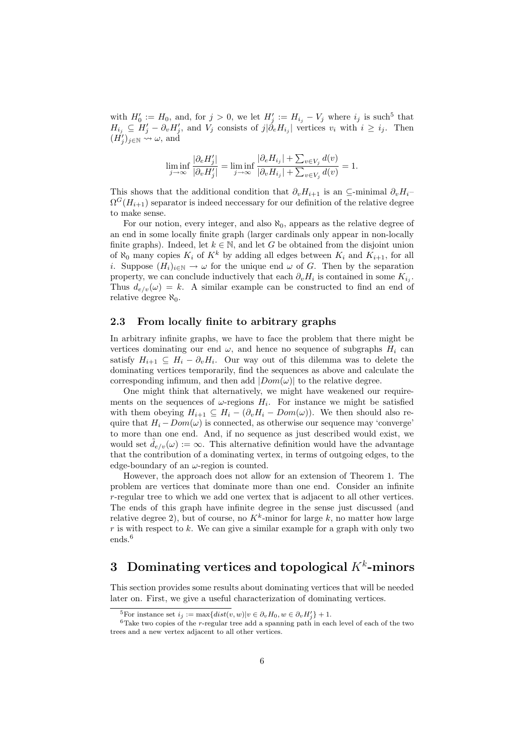with $H'_0 := H_0$, and, for $j > 0$, we let $H'_j := H_{i_j} - V_j$ where $i_j$ is such[5] that $H_{i_j} \subseteq H'_j - \partial_v H'_j$, and $V_j$ consists of $j|\partial_e H_{i_j}|$ vertices $v_i$ with $i \geq i_j$. Then $(H'_j)_{j\in\mathbb{N}} \rightsquigarrow \omega$, and

$$\liminf_{j\to\infty} \frac{|\partial_e H'_j|}{|\partial_v H'_j|} = \liminf_{j\to\infty} \frac{|\partial_e H_{i_j}| + \sum_{v\in V_j} d(v)}{|\partial_v H_{i_j}| + \sum_{v\in V_j} d(v)} = 1.$$

This shows that the additional condition that $\partial_v H_{i+1}$ is an $\subseteq$-minimal $\partial_v H_i$–$\Omega^G(H_{i+1})$ separator is indeed neccessary for our definition of the relative degree to make sense.

For our notion, every integer, and also $\aleph_0$, appears as the relative degree of an end in some locally finite graph (larger cardinals only appear in non-locally finite graphs). Indeed, let $k \in \mathbb{N}$, and let $G$ be obtained from the disjoint union of $\aleph_0$ many copies $K_i$ of $K^k$ by adding all edges between $K_i$ and $K_{i+1}$, for all $i$. Suppose $(H_i)_{i\in\mathbb{N}} \rightarrow \omega$ for the unique end $\omega$ of $G$. Then by the separation property, we can conclude inductively that each $\partial_v H_i$ is contained in some $K_{i_j}$. Thus $d_{e/v}(\omega) = k$. A similar example can be constructed to find an end of relative degree $\aleph_0$.

### 2.3 From locally finite to arbitrary graphs

In arbitrary infinite graphs, we have to face the problem that there might be vertices dominating our end $\omega$, and hence no sequence of subgraphs $H_i$ can satisfy $H_{i+1} \subseteq H_i - \partial_v H_i$. Our way out of this dilemma was to delete the dominating vertices temporarily, find the sequences as above and calculate the corresponding infimum, and then add $|Dom(\omega)|$ to the relative degree.

One might think that alternatively, we might have weakened our requirements on the sequences of $\omega$-regions $H_i$. For instance we might be satisfied with them obeying $H_{i+1} \subseteq H_i - (\partial_v H_i - Dom(\omega))$. We then should also require that $H_i - Dom(\omega)$ is connected, as otherwise our sequence may 'converge' to more than one end. And, if no sequence as just described would exist, we would set $\tilde{d}_{e/v}(\omega) := \infty$. This alternative definition would have the advantage that the contribution of a dominating vertex, in terms of outgoing edges, to the edge-boundary of an $\omega$-region is counted.

However, the approach does not allow for an extension of Theorem 1. The problem are vertices that dominate more than one end. Consider an infinite $r$-regular tree to which we add one vertex that is adjacent to all other vertices. The ends of this graph have infinite degree in the sense just discussed (and relative degree 2), but of course, no $K^k$-minor for large $k$, no matter how large $r$ is with respect to $k$. We can give a similar example for a graph with only two ends.[6]

## 3 Dominating vertices and topological $K^k$-minors

This section provides some results about dominating vertices that will be needed later on. First, we give a useful characterization of dominating vertices.

[5] For instance set $i_j := \max\{dist(v, w) | v \in \partial_v H_0, w \in \partial_v H'_j\} + 1$.

[6] Take two copies of the $r$-regular tree add a spanning path in each level of each of the two trees and a new vertex adjacent to all other vertices.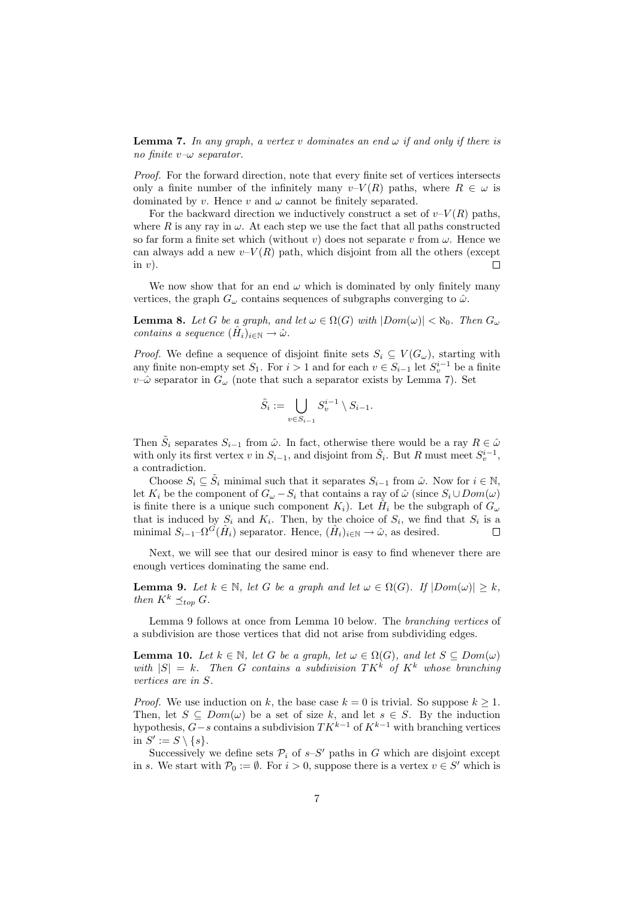**Lemma 7.** *In any graph, a vertex $v$ dominates an end $\omega$ if and only if there is no finite $v$–$\omega$ separator.*

*Proof.* For the forward direction, note that every finite set of vertices intersects only a finite number of the infinitely many $v$–$V(R)$ paths, where $R \in \omega$ is dominated by $v$. Hence $v$ and $\omega$ cannot be finitely separated.

For the backward direction we inductively construct a set of $v$–$V(R)$ paths, where $R$ is any ray in $\omega$. At each step we use the fact that all paths constructed so far form a finite set which (without $v$) does not separate $v$ from $\omega$. Hence we can always add a new $v$–$V(R)$ path, which disjoint from all the others (except in $v$). $\square$

We now show that for an end $\omega$ which is dominated by only finitely many vertices, the graph $G_\omega$ contains sequences of subgraphs converging to $\hat{\omega}$.

**Lemma 8.** *Let $G$ be a graph, and let $\omega \in \Omega(G)$ with $|Dom(\omega)| < \aleph_0$. Then $G_\omega$ contains a sequence $(\hat{H}_i)_{i\in\mathbb{N}} \to \hat{\omega}$.*

*Proof.* We define a sequence of disjoint finite sets $S_i \subseteq V(G_\omega)$, starting with any finite non-empty set $S_1$. For $i > 1$ and for each $v \in S_{i-1}$ let $S_v^{i-1}$ be a finite $v$–$\hat{\omega}$ separator in $G_\omega$ (note that such a separator exists by Lemma 7). Set

$$\tilde{S}_i := \bigcup_{v\in S_{i-1}} S_v^{i-1} \setminus S_{i-1}.$$

Then $\tilde{S}_i$ separates $S_{i-1}$ from $\hat{\omega}$. In fact, otherwise there would be a ray $R \in \hat{\omega}$ with only its first vertex $v$ in $S_{i-1}$, and disjoint from $\tilde{S}_i$. But $R$ must meet $S_v^{i-1}$, a contradiction.

Choose $S_i \subseteq \tilde{S}_i$ minimal such that it separates $S_{i-1}$ from $\hat{\omega}$. Now for $i \in \mathbb{N}$, let $K_i$ be the component of $G_\omega - S_i$ that contains a ray of $\hat{\omega}$ (since $S_i \cup Dom(\omega)$ is finite there is a unique such component $K_i$). Let $\hat{H}_i$ be the subgraph of $G_\omega$ that is induced by $S_i$ and $K_i$. Then, by the choice of $S_i$, we find that $S_i$ is a minimal $S_{i-1}$–$\Omega^G(\hat{H}_i)$ separator. Hence, $(\hat{H}_i)_{i\in\mathbb{N}} \to \hat{\omega}$, as desired. $\square$

Next, we will see that our desired minor is easy to find whenever there are enough vertices dominating the same end.

**Lemma 9.** *Let $k \in \mathbb{N}$, let $G$ be a graph and let $\omega \in \Omega(G)$. If $|Dom(\omega)| \geq k$, then $K^k \preceq_{top} G$.*

Lemma 9 follows at once from Lemma 10 below. The *branching vertices* of a subdivision are those vertices that did not arise from subdividing edges.

**Lemma 10.** *Let $k \in \mathbb{N}$, let $G$ be a graph, let $\omega \in \Omega(G)$, and let $S \subseteq Dom(\omega)$ with $|S| = k$. Then $G$ contains a subdivision $TK^k$ of $K^k$ whose branching vertices are in $S$.*

*Proof.* We use induction on $k$, the base case $k = 0$ is trivial. So suppose $k \geq 1$. Then, let $S \subseteq Dom(\omega)$ be a set of size $k$, and let $s \in S$. By the induction hypothesis, $G - s$ contains a subdivision $TK^{k-1}$ of $K^{k-1}$ with branching vertices in $S' := S \setminus \{s\}$.

Successively we define sets $\mathcal{P}_i$ of $s$–$S'$ paths in $G$ which are disjoint except in $s$. We start with $\mathcal{P}_0 := \emptyset$. For $i > 0$, suppose there is a vertex $v \in S'$ which is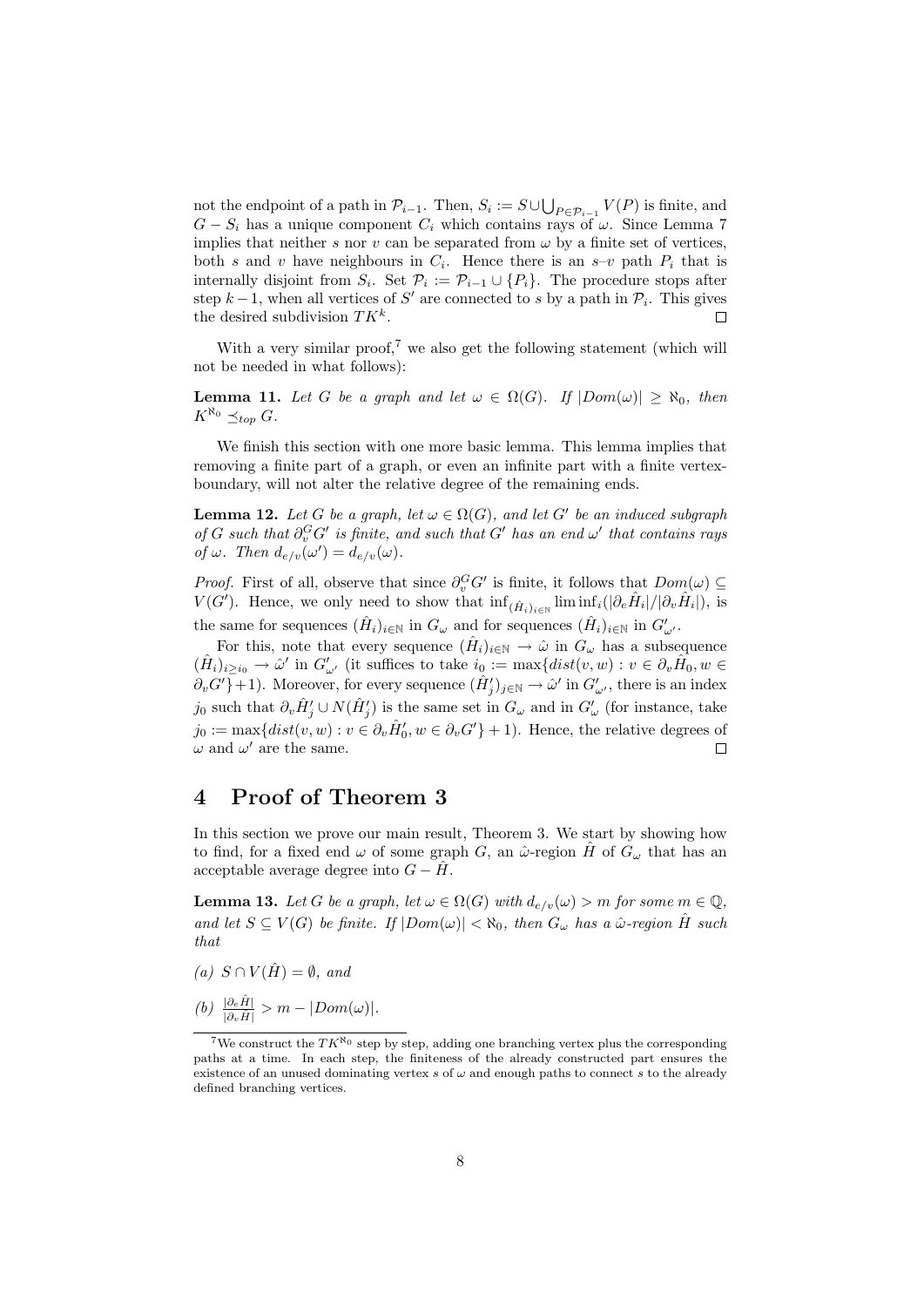not the endpoint of a path in $\mathcal{P}_{i-1}$. Then, $S_i := S \cup \bigcup_{P \in \mathcal{P}_{i-1}} V(P)$ is finite, and $G - S_i$ has a unique component $C_i$ which contains rays of $\omega$. Since Lemma 7 implies that neither $s$ nor $v$ can be separated from $\omega$ by a finite set of vertices, both $s$ and $v$ have neighbours in $C_i$. Hence there is an $s$–$v$ path $P_i$ that is internally disjoint from $S_i$. Set $\mathcal{P}_i := \mathcal{P}_{i-1} \cup \{P_i\}$. The procedure stops after step $k-1$, when all vertices of $S'$ are connected to $s$ by a path in $\mathcal{P}_i$. This gives the desired subdivision $TK^k$. $\square$

With a very similar proof,[7] we also get the following statement (which will not be needed in what follows):

**Lemma 11.** *Let $G$ be a graph and let $\omega \in \Omega(G)$. If $|Dom(\omega)| \geq \aleph_0$, then $K^{\aleph_0} \preceq_{top} G$.*

We finish this section with one more basic lemma. This lemma implies that removing a finite part of a graph, or even an infinite part with a finite vertex-boundary, will not alter the relative degree of the remaining ends.

**Lemma 12.** *Let $G$ be a graph, let $\omega \in \Omega(G)$, and let $G'$ be an induced subgraph of $G$ such that $\partial_v^G G'$ is finite, and such that $G'$ has an end $\omega'$ that contains rays of $\omega$. Then $d_{e/v}(\omega') = d_{e/v}(\omega)$.*

*Proof.* First of all, observe that since $\partial_v^G G'$ is finite, it follows that $Dom(\omega) \subseteq V(G')$. Hence, we only need to show that $\inf_{(\hat{H}_i)_{i\in\mathbb{N}}} \liminf_i(|\partial_e \hat{H}_i|/|\partial_v \hat{H}_i|)$, is the same for sequences $(\hat{H}_i)_{i\in\mathbb{N}}$ in $G_\omega$ and for sequences $(\hat{H}_i)_{i\in\mathbb{N}}$ in $G'_{\omega'}$.

For this, note that every sequence $(\hat{H}_i)_{i\in\mathbb{N}} \to \hat{\omega}$ in $G_\omega$ has a subsequence $(\hat{H}_i)_{i\geq i_0} \to \hat{\omega}'$ in $G'_{\omega'}$ (it suffices to take $i_0 := \max\{dist(v,w) : v \in \partial_v \hat{H}_0, w \in \partial_v G'\}+1$). Moreover, for every sequence $(\hat{H}'_j)_{j\in\mathbb{N}} \to \hat{\omega}'$ in $G'_{\omega'}$, there is an index $j_0$ such that $\partial_v \hat{H}'_j \cup N(\hat{H}'_j)$ is the same set in $G_\omega$ and in $G'_\omega$ (for instance, take $j_0 := \max\{dist(v,w) : v \in \partial_v \hat{H}'_0, w \in \partial_v G'\} + 1$). Hence, the relative degrees of $\omega$ and $\omega'$ are the same. $\square$

# 4 Proof of Theorem 3

In this section we prove our main result, Theorem 3. We start by showing how to find, for a fixed end $\omega$ of some graph $G$, an $\hat{\omega}$-region $\hat{H}$ of $G_\omega$ that has an acceptable average degree into $G - \hat{H}$.

**Lemma 13.** *Let $G$ be a graph, let $\omega \in \Omega(G)$ with $d_{e/v}(\omega) > m$ for some $m \in \mathbb{Q}$, and let $S \subseteq V(G)$ be finite. If $|Dom(\omega)| < \aleph_0$, then $G_\omega$ has a $\hat{\omega}$-region $\hat{H}$ such that*

*(a) $S \cap V(\hat{H}) = \emptyset$, and*

*(b) $\frac{|\partial_e \hat{H}|}{|\partial_v H|} > m - |Dom(\omega)|$.*

[7] We construct the $TK^{\aleph_0}$ step by step, adding one branching vertex plus the corresponding paths at a time. In each step, the finiteness of the already constructed part ensures the existence of an unused dominating vertex $s$ of $\omega$ and enough paths to connect $s$ to the already defined branching vertices.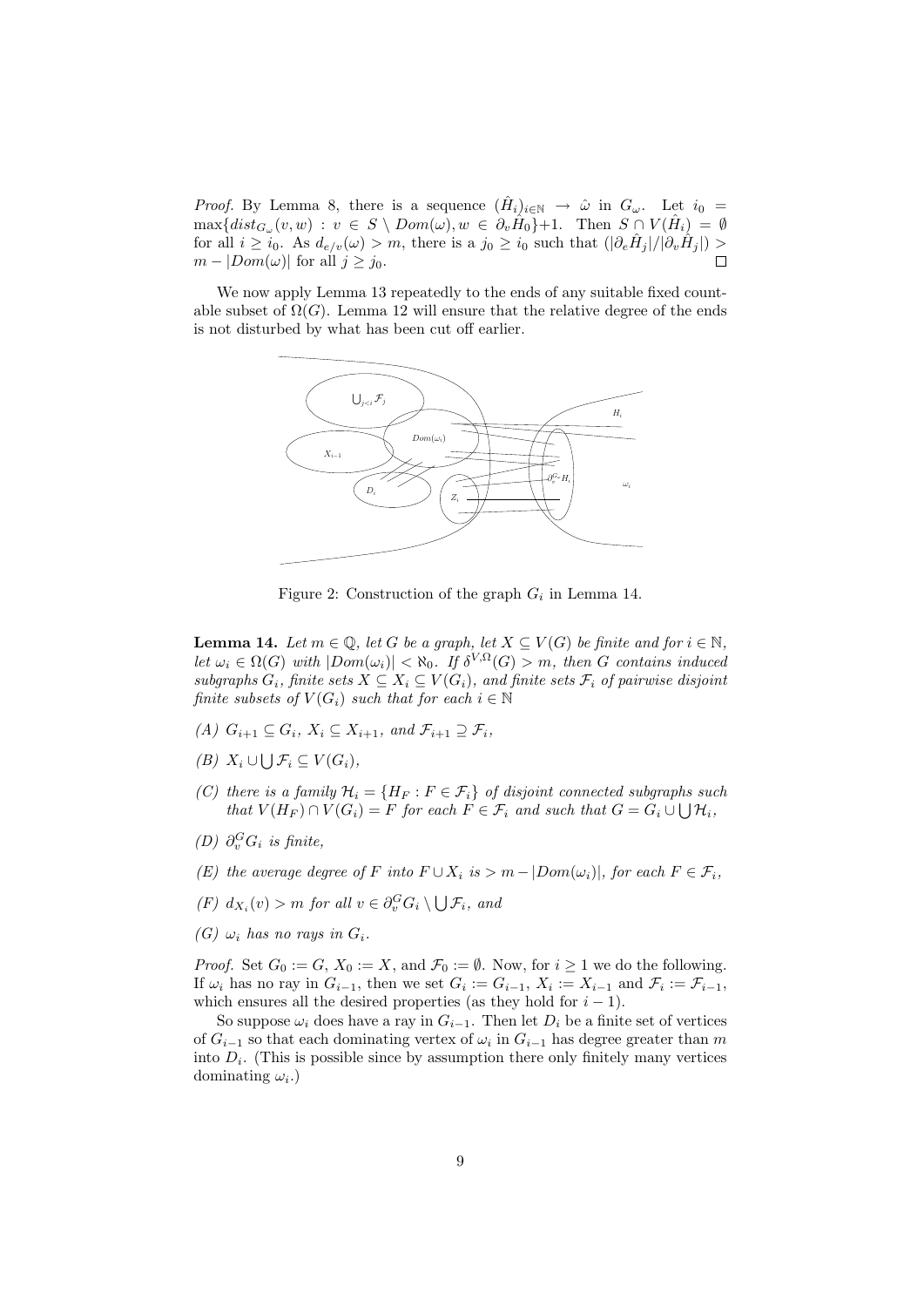*Proof.* By Lemma 8, there is a sequence $(\hat{H}_i)_{i\in\mathbb{N}} \to \hat{\omega}$ in $G_\omega$. Let $i_0 = \max\{dist_{G_\omega}(v,w) : v \in S \setminus Dom(\omega), w \in \partial_v \hat{H}_0\}+1$. Then $S \cap V(\hat{H}_i) = \emptyset$ for all $i \geq i_0$. As $d_{e/v}(\omega) > m$, there is a $j_0 \geq i_0$ such that $(|\partial_e \hat{H}_j|/|\partial_v \hat{H}_j|) > m - |Dom(\omega)|$ for all $j \geq j_0$. $\square$

We now apply Lemma 13 repeatedly to the ends of any suitable fixed countable subset of $\Omega(G)$. Lemma 12 will ensure that the relative degree of the ends is not disturbed by what has been cut off earlier.

Figure 2: Construction of the graph $G_i$ in Lemma 14.

**Lemma 14.** *Let $m \in \mathbb{Q}$, let $G$ be a graph, let $X \subseteq V(G)$ be finite and for $i \in \mathbb{N}$, let $\omega_i \in \Omega(G)$ with $|Dom(\omega_i)| < \aleph_0$. If $\delta^{V,\Omega}(G) > m$, then $G$ contains induced subgraphs $G_i$, finite sets $X \subseteq X_i \subseteq V(G_i)$, and finite sets $\mathcal{F}_i$ of pairwise disjoint finite subsets of $V(G_i)$ such that for each $i \in \mathbb{N}$*

*(A) $G_{i+1} \subseteq G_i$, $X_i \subseteq X_{i+1}$, and $\mathcal{F}_{i+1} \supseteq \mathcal{F}_i$,*

*(B) $X_i \cup \bigcup \mathcal{F}_i \subseteq V(G_i)$,*

*(C) there is a family $\mathcal{H}_i = \{H_F : F \in \mathcal{F}_i\}$ of disjoint connected subgraphs such that $V(H_F) \cap V(G_i) = F$ for each $F \in \mathcal{F}_i$ and such that $G = G_i \cup \bigcup \mathcal{H}_i$,*

*(D) $\partial_v^G G_i$ is finite,*

*(E) the average degree of $F$ into $F \cup X_i$ is $> m - |Dom(\omega_i)|$, for each $F \in \mathcal{F}_i$,*

*(F) $d_{X_i}(v) > m$ for all $v \in \partial_v^G G_i \setminus \bigcup \mathcal{F}_i$, and*

*(G) $\omega_i$ has no rays in $G_i$.*

*Proof.* Set $G_0 := G$, $X_0 := X$, and $\mathcal{F}_0 := \emptyset$. Now, for $i \geq 1$ we do the following. If $\omega_i$ has no ray in $G_{i-1}$, then we set $G_i := G_{i-1}$, $X_i := X_{i-1}$ and $\mathcal{F}_i := \mathcal{F}_{i-1}$, which ensures all the desired properties (as they hold for $i-1$).

So suppose $\omega_i$ does have a ray in $G_{i-1}$. Then let $D_i$ be a finite set of vertices of $G_{i-1}$ so that each dominating vertex of $\omega_i$ in $G_{i-1}$ has degree greater than $m$ into $D_i$. (This is possible since by assumption there only finitely many vertices dominating $\omega_i$.)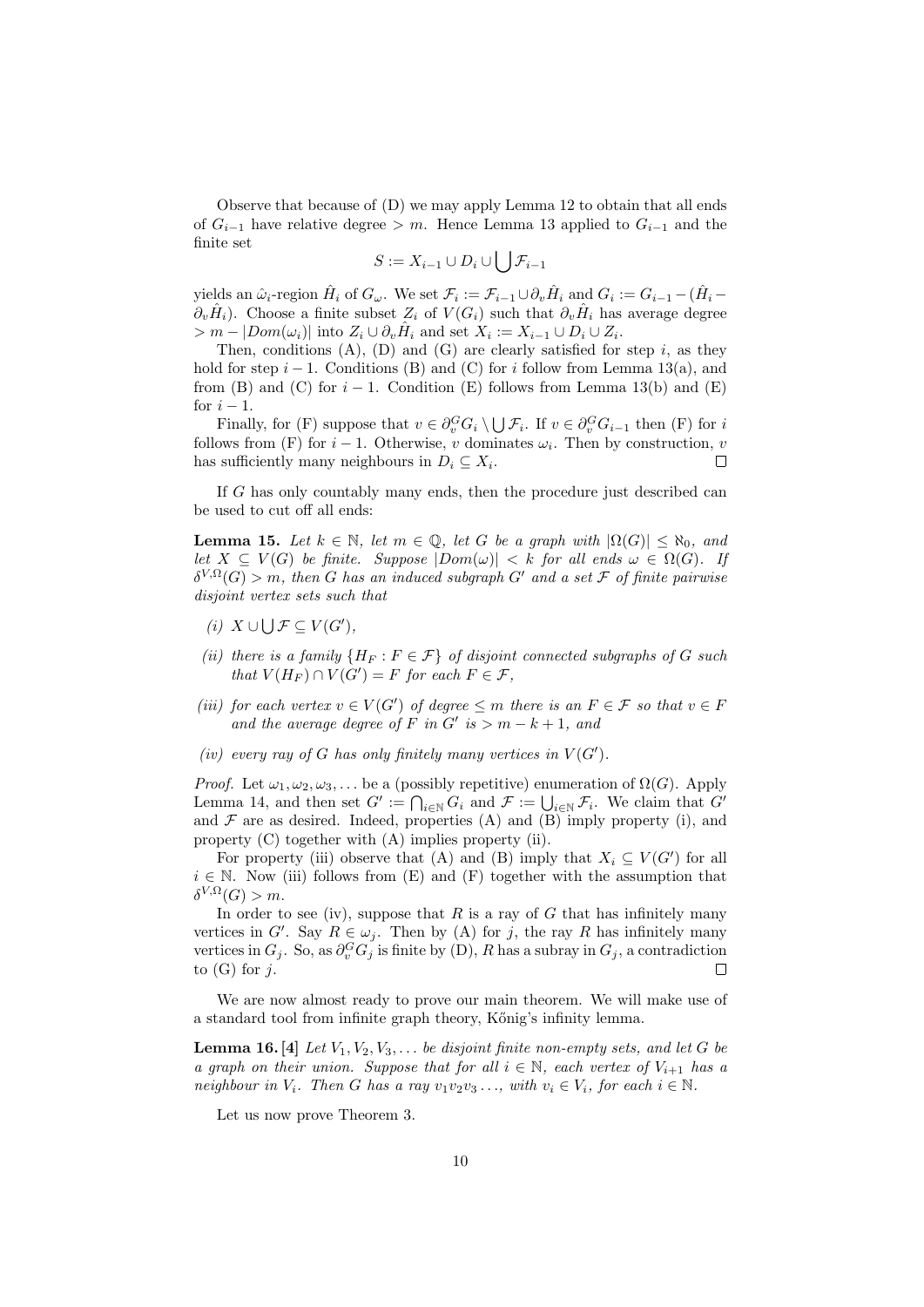Observe that because of (D) we may apply Lemma 12 to obtain that all ends of $G_{i-1}$ have relative degree $> m$. Hence Lemma 13 applied to $G_{i-1}$ and the finite set

$$S := X_{i-1} \cup D_i \cup \bigcup \mathcal{F}_{i-1}$$

yields an $\hat{\omega}_i$-region $\hat{H}_i$ of $G_\omega$. We set $\mathcal{F}_i := \mathcal{F}_{i-1} \cup \partial_v \hat{H}_i$ and $G_i := G_{i-1} - (\hat{H}_i - \partial_v \hat{H}_i)$. Choose a finite subset $Z_i$ of $V(G_i)$ such that $\partial_v \hat{H}_i$ has average degree $> m - |Dom(\omega_i)|$ into $Z_i \cup \partial_v \hat{H}_i$ and set $X_i := X_{i-1} \cup D_i \cup Z_i$.

Then, conditions (A), (D) and (G) are clearly satisfied for step $i$, as they hold for step $i-1$. Conditions (B) and (C) for $i$ follow from Lemma 13(a), and from (B) and (C) for $i-1$. Condition (E) follows from Lemma 13(b) and (E) for $i-1$.

Finally, for (F) suppose that $v \in \partial_v^G G_i \setminus \bigcup \mathcal{F}_i$. If $v \in \partial_v^G G_{i-1}$ then (F) for $i$ follows from (F) for $i-1$. Otherwise, $v$ dominates $\omega_i$. Then by construction, $v$ has sufficiently many neighbours in $D_i \subseteq X_i$. $\square$

If $G$ has only countably many ends, then the procedure just described can be used to cut off all ends:

**Lemma 15.** *Let $k \in \mathbb{N}$, let $m \in \mathbb{Q}$, let $G$ be a graph with $|\Omega(G)| \leq \aleph_0$, and let $X \subseteq V(G)$ be finite. Suppose $|Dom(\omega)| < k$ for all ends $\omega \in \Omega(G)$. If $\delta^{V,\Omega}(G) > m$, then $G$ has an induced subgraph $G'$ and a set $\mathcal{F}$ of finite pairwise disjoint vertex sets such that*

*(i) $X \cup \bigcup \mathcal{F} \subseteq V(G')$,*

*(ii) there is a family $\{H_F : F \in \mathcal{F}\}$ of disjoint connected subgraphs of $G$ such that $V(H_F) \cap V(G') = F$ for each $F \in \mathcal{F}$,*

*(iii) for each vertex $v \in V(G')$ of degree $\leq m$ there is an $F \in \mathcal{F}$ so that $v \in F$ and the average degree of $F$ in $G'$ is $> m - k + 1$, and*

*(iv) every ray of $G$ has only finitely many vertices in $V(G')$.*

*Proof.* Let $\omega_1, \omega_2, \omega_3, \ldots$ be a (possibly repetitive) enumeration of $\Omega(G)$. Apply Lemma 14, and then set $G' := \bigcap_{i \in \mathbb{N}} G_i$ and $\mathcal{F} := \bigcup_{i \in \mathbb{N}} \mathcal{F}_i$. We claim that $G'$ and $\mathcal{F}$ are as desired. Indeed, properties (A) and (B) imply property (i), and property (C) together with (A) implies property (ii).

For property (iii) observe that (A) and (B) imply that $X_i \subseteq V(G')$ for all $i \in \mathbb{N}$. Now (iii) follows from (E) and (F) together with the assumption that $\delta^{V,\Omega}(G) > m$.

In order to see (iv), suppose that $R$ is a ray of $G$ that has infinitely many vertices in $G'$. Say $R \in \omega_j$. Then by (A) for $j$, the ray $R$ has infinitely many vertices in $G_j$. So, as $\partial_v^G G_j$ is finite by (D), $R$ has a subray in $G_j$, a contradiction to (G) for $j$. $\square$

We are now almost ready to prove our main theorem. We will make use of a standard tool from infinite graph theory, Kőnig's infinity lemma.

**Lemma 16.** [4] *Let $V_1, V_2, V_3, \ldots$ be disjoint finite non-empty sets, and let $G$ be a graph on their union. Suppose that for all $i \in \mathbb{N}$, each vertex of $V_{i+1}$ has a neighbour in $V_i$. Then $G$ has a ray $v_1 v_2 v_3 \ldots$, with $v_i \in V_i$, for each $i \in \mathbb{N}$.*

Let us now prove Theorem 3.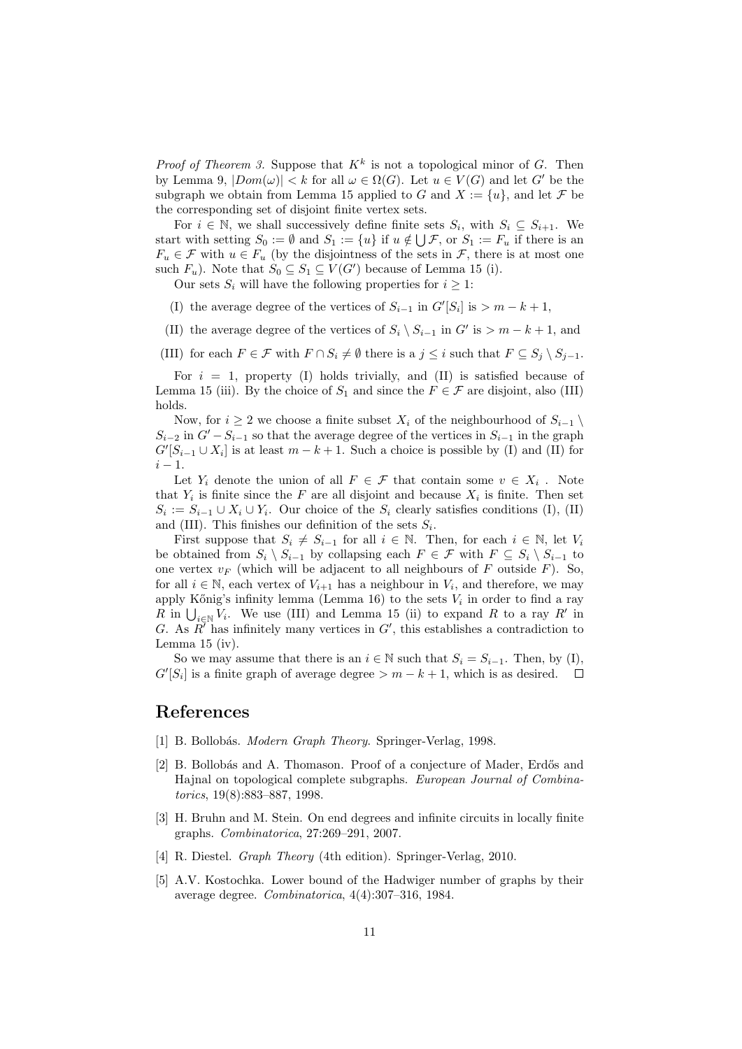*Proof of Theorem 3.* Suppose that $K^k$ is not a topological minor of $G$. Then by Lemma 9, $|Dom(\omega)| < k$ for all $\omega \in \Omega(G)$. Let $u \in V(G)$ and let $G'$ be the subgraph we obtain from Lemma 15 applied to $G$ and $X := \{u\}$, and let $\mathcal{F}$ be the corresponding set of disjoint finite vertex sets.

For $i \in \mathbb{N}$, we shall successively define finite sets $S_i$, with $S_i \subseteq S_{i+1}$. We start with setting $S_0 := \emptyset$ and $S_1 := \{u\}$ if $u \notin \bigcup \mathcal{F}$, or $S_1 := F_u$ if there is an $F_u \in \mathcal{F}$ with $u \in F_u$ (by the disjointness of the sets in $\mathcal{F}$, there is at most one such $F_u$). Note that $S_0 \subseteq S_1 \subseteq V(G')$ because of Lemma 15 (i).

Our sets $S_i$ will have the following properties for $i \geq 1$:

- (I) the average degree of the vertices of $S_{i-1}$ in $G'[S_i]$ is $> m - k + 1$,
- (II) the average degree of the vertices of $S_i \setminus S_{i-1}$ in $G'$ is $> m - k + 1$, and
- (III) for each $F \in \mathcal{F}$ with $F \cap S_i \neq \emptyset$ there is a $j \leq i$ such that $F \subseteq S_j \setminus S_{j-1}$.

For $i = 1$, property (I) holds trivially, and (II) is satisfied because of Lemma 15 (iii). By the choice of $S_1$ and since the $F \in \mathcal{F}$ are disjoint, also (III) holds.

Now, for $i \geq 2$ we choose a finite subset $X_i$ of the neighbourhood of $S_{i-1} \setminus S_{i-2}$ in $G' - S_{i-1}$ so that the average degree of the vertices in $S_{i-1}$ in the graph $G'[S_{i-1} \cup X_i]$ is at least $m - k + 1$. Such a choice is possible by (I) and (II) for $i - 1$.

Let $Y_i$ denote the union of all $F \in \mathcal{F}$ that contain some $v \in X_i$ . Note that $Y_i$ is finite since the $F$ are all disjoint and because $X_i$ is finite. Then set $S_i := S_{i-1} \cup X_i \cup Y_i$. Our choice of the $S_i$ clearly satisfies conditions (I), (II) and (III). This finishes our definition of the sets $S_i$.

First suppose that $S_i \neq S_{i-1}$ for all $i \in \mathbb{N}$. Then, for each $i \in \mathbb{N}$, let $V_i$ be obtained from $S_i \setminus S_{i-1}$ by collapsing each $F \in \mathcal{F}$ with $F \subseteq S_i \setminus S_{i-1}$ to one vertex $v_F$ (which will be adjacent to all neighbours of $F$ outside $F$). So, for all $i \in \mathbb{N}$, each vertex of $V_{i+1}$ has a neighbour in $V_i$, and therefore, we may apply Kőnig's infinity lemma (Lemma 16) to the sets $V_i$ in order to find a ray $R$ in $\bigcup_{i \in \mathbb{N}} V_i$. We use (III) and Lemma 15 (ii) to expand $R$ to a ray $R'$ in $G$. As $R'$ has infinitely many vertices in $G'$, this establishes a contradiction to Lemma 15 (iv).

So we may assume that there is an $i \in \mathbb{N}$ such that $S_i = S_{i-1}$. Then, by (I), $G'[S_i]$ is a finite graph of average degree $> m - k + 1$, which is as desired. $\square$

## References

[1] B. Bollobás. *Modern Graph Theory*. Springer-Verlag, 1998.

[2] B. Bollobás and A. Thomason. Proof of a conjecture of Mader, Erdős and Hajnal on topological complete subgraphs. *European Journal of Combinatorics*, 19(8):883–887, 1998.

[3] H. Bruhn and M. Stein. On end degrees and infinite circuits in locally finite graphs. *Combinatorica*, 27:269–291, 2007.

[4] R. Diestel. *Graph Theory* (4th edition). Springer-Verlag, 2010.

[5] A.V. Kostochka. Lower bound of the Hadwiger number of graphs by their average degree. *Combinatorica*, 4(4):307–316, 1984.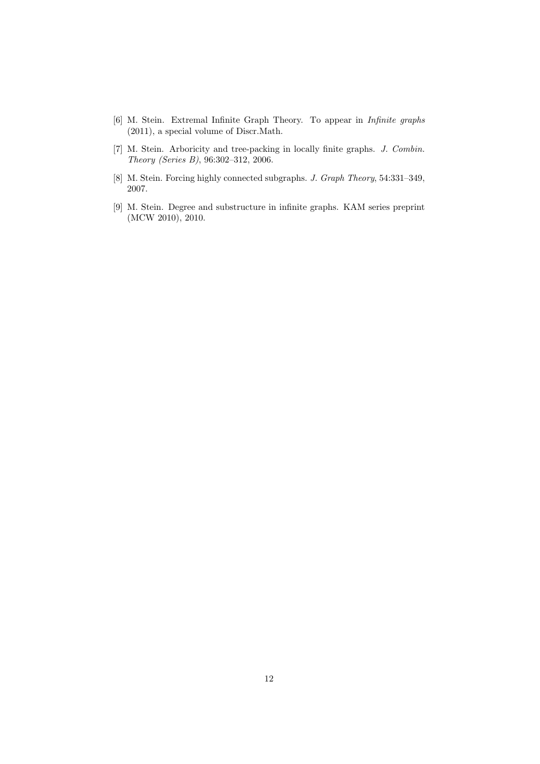[6] M. Stein. Extremal Infinite Graph Theory. To appear in *Infinite graphs* (2011), a special volume of Discr.Math.

[7] M. Stein. Arboricity and tree-packing in locally finite graphs. *J. Combin. Theory (Series B)*, 96:302–312, 2006.

[8] M. Stein. Forcing highly connected subgraphs. *J. Graph Theory*, 54:331–349, 2007.

[9] M. Stein. Degree and substructure in infinite graphs. KAM series preprint (MCW 2010), 2010.